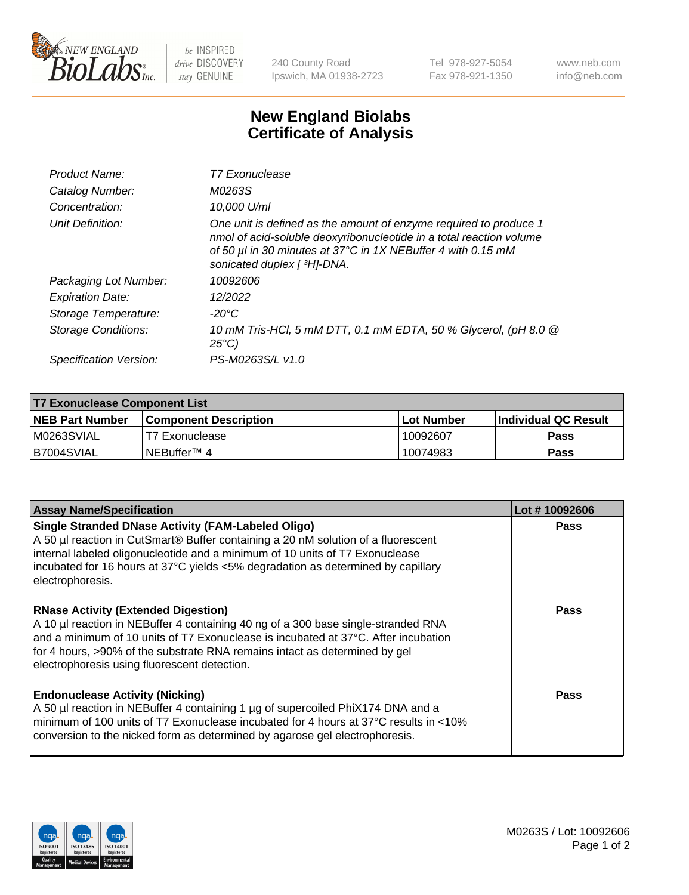# New England Biolabs
# Certificate of Analysis

| | |
|---|---|
| *Product Name:* | *T7 Exonuclease* |
| *Catalog Number:* | *M0263S* |
| *Concentration:* | *10,000 U/ml* |
| *Unit Definition:* | *One unit is defined as the amount of enzyme required to produce 1 nmol of acid-soluble deoxyribonucleotide in a total reaction volume of 50 µl in 30 minutes at 37°C in 1X NEBuffer 4 with 0.15 mM sonicated duplex [ $^3$H]-DNA.* |
| *Packaging Lot Number:* | *10092606* |
| *Expiration Date:* | *12/2022* |
| *Storage Temperature:* | *-20°C* |
| *Storage Conditions:* | *10 mM Tris-HCl, 5 mM DTT, 0.1 mM EDTA, 50 % Glycerol, (pH 8.0 @ 25°C)* |
| *Specification Version:* | *PS-M0263S/L v1.0* |

| T7 Exonuclease Component List | | | |
|---|---|---|---|
| **NEB Part Number** | **Component Description** | **Lot Number** | **Individual QC Result** |
| M0263SVIAL | T7 Exonuclease | 10092607 | **Pass** |
| B7004SVIAL | NEBuffer™ 4 | 10074983 | **Pass** |

| Assay Name/Specification | Lot # 10092606 |
|---|---|
| **Single Stranded DNase Activity (FAM-Labeled Oligo)** A 50 µl reaction in CutSmart® Buffer containing a 20 nM solution of a fluorescent internal labeled oligonucleotide and a minimum of 10 units of T7 Exonuclease incubated for 16 hours at 37°C yields <5% degradation as determined by capillary electrophoresis. | **Pass** |
| **RNase Activity (Extended Digestion)** A 10 µl reaction in NEBuffer 4 containing 40 ng of a 300 base single-stranded RNA and a minimum of 10 units of T7 Exonuclease is incubated at 37°C. After incubation for 4 hours, >90% of the substrate RNA remains intact as determined by gel electrophoresis using fluorescent detection. | **Pass** |
| **Endonuclease Activity (Nicking)** A 50 µl reaction in NEBuffer 4 containing 1 µg of supercoiled PhiX174 DNA and a minimum of 100 units of T7 Exonuclease incubated for 4 hours at 37°C results in <10% conversion to the nicked form as determined by agarose gel electrophoresis. | **Pass** |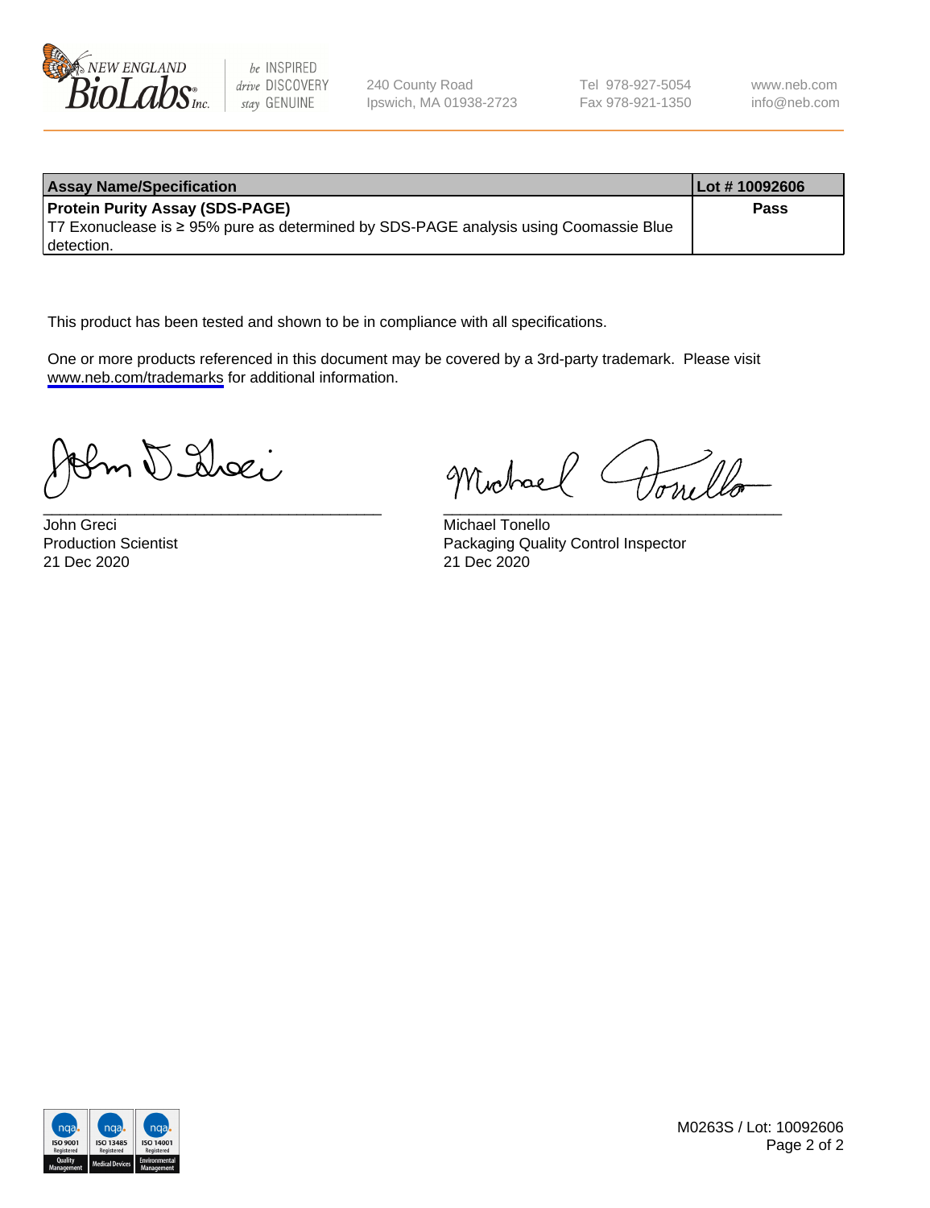| Assay Name/Specification | Lot # 10092606 |
| --- | --- |
| **Protein Purity Assay (SDS-PAGE)**<br>T7 Exonuclease is ≥ 95% pure as determined by SDS-PAGE analysis using Coomassie Blue detection. | **Pass** |

This product has been tested and shown to be in compliance with all specifications.

One or more products referenced in this document may be covered by a 3rd-party trademark. Please visit www.neb.com/trademarks for additional information.

John Greci
Production Scientist
21 Dec 2020

Michael Tonello
Packaging Quality Control Inspector
21 Dec 2020

M0263S / Lot: 10092606